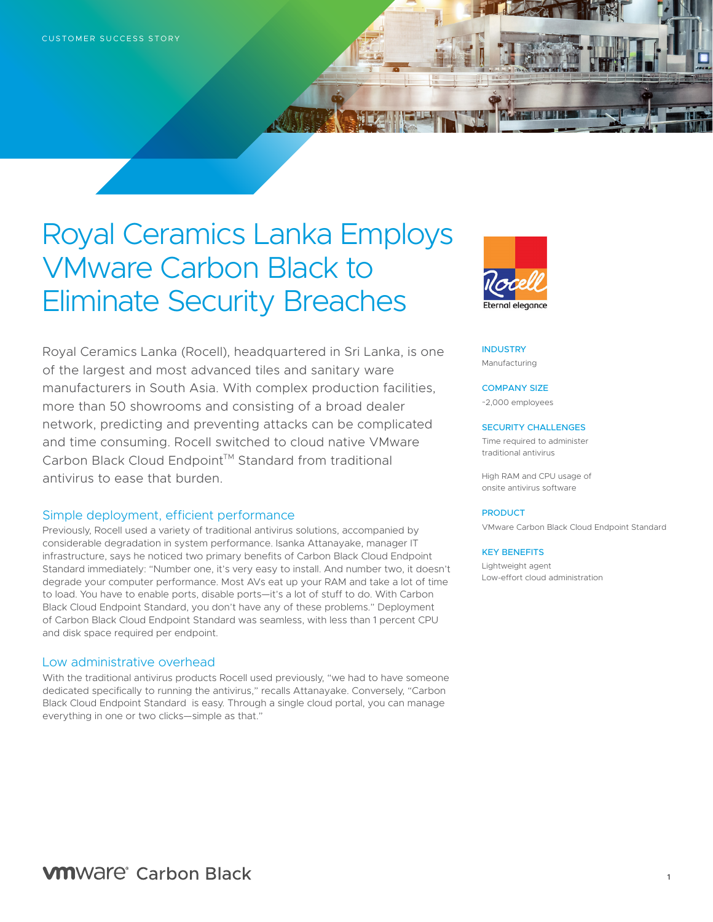CUSTOMER SUCCESS STORY

# Royal Ceramics Lanka Employs VMware Carbon Black to Eliminate Security Breaches

Royal Ceramics Lanka (Rocell), headquartered in Sri Lanka, is one of the largest and most advanced tiles and sanitary ware manufacturers in South Asia. With complex production facilities, more than 50 showrooms and consisting of a broad dealer network, predicting and preventing attacks can be complicated and time consuming. Rocell switched to cloud native VMware Carbon Black Cloud Endpoint™ Standard from traditional antivirus to ease that burden.

## Simple deployment, efficient performance

Previously, Rocell used a variety of traditional antivirus solutions, accompanied by considerable degradation in system performance. Isanka Attanayake, manager IT infrastructure, says he noticed two primary benefits of Carbon Black Cloud Endpoint Standard immediately: "Number one, it's very easy to install. And number two, it doesn't degrade your computer performance. Most AVs eat up your RAM and take a lot of time to load. You have to enable ports, disable ports—it's a lot of stuff to do. With Carbon Black Cloud Endpoint Standard, you don't have any of these problems." Deployment of Carbon Black Cloud Endpoint Standard was seamless, with less than 1 percent CPU and disk space required per endpoint.

## Low administrative overhead

With the traditional antivirus products Rocell used previously, "we had to have someone dedicated specifically to running the antivirus," recalls Attanayake. Conversely, "Carbon Black Cloud Endpoint Standard is easy. Through a single cloud portal, you can manage everything in one or two clicks—simple as that."

Rocell
Eternal elegance

**INDUSTRY**
Manufacturing

**COMPANY SIZE**
~2,000 employees

**SECURITY CHALLENGES**
Time required to administer traditional antivirus

High RAM and CPU usage of onsite antivirus software

**PRODUCT**
VMware Carbon Black Cloud Endpoint Standard

**KEY BENEFITS**
Lightweight agent
Low-effort cloud administration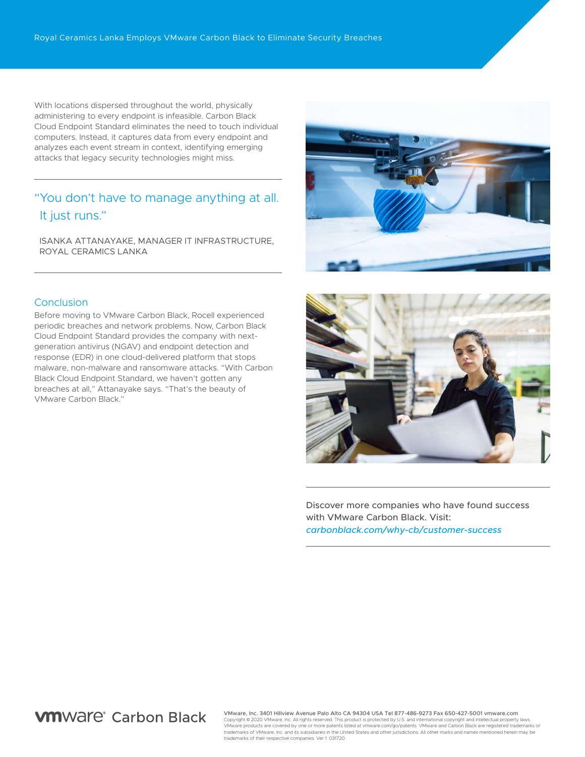With locations dispersed throughout the world, physically administering to every endpoint is infeasible. Carbon Black Cloud Endpoint Standard eliminates the need to touch individual computers. Instead, it captures data from every endpoint and analyzes each event stream in context, identifying emerging attacks that legacy security technologies might miss.

> "You don't have to manage anything at all. It just runs."
>
> ISANKA ATTANAYAKE, MANAGER IT INFRASTRUCTURE, ROYAL CERAMICS LANKA

## Conclusion

Before moving to VMware Carbon Black, Rocell experienced periodic breaches and network problems. Now, Carbon Black Cloud Endpoint Standard provides the company with next-generation antivirus (NGAV) and endpoint detection and response (EDR) in one cloud-delivered platform that stops malware, non-malware and ransomware attacks. "With Carbon Black Cloud Endpoint Standard, we haven't gotten any breaches at all," Attanayake says. "That's the beauty of VMware Carbon Black."

Discover more companies who have found success with VMware Carbon Black. Visit: *carbonblack.com/why-cb/customer-success*

vmware® Carbon Black

VMware, Inc. 3401 Hillview Avenue Palo Alto CA 94304 USA Tel 877-486-9273 Fax 650-427-5001 vmware.com
Copyright © 2020 VMware, Inc. All rights reserved. This product is protected by U.S. and international copyright and intellectual property laws. VMware products are covered by one or more patents listed at vmware.com/go/patents. VMware and Carbon Black are registered trademarks or trademarks of VMware, Inc. and its subsidiaries in the United States and other jurisdictions. All other marks and names mentioned herein may be trademarks of their respective companies. Ver 1. 031720